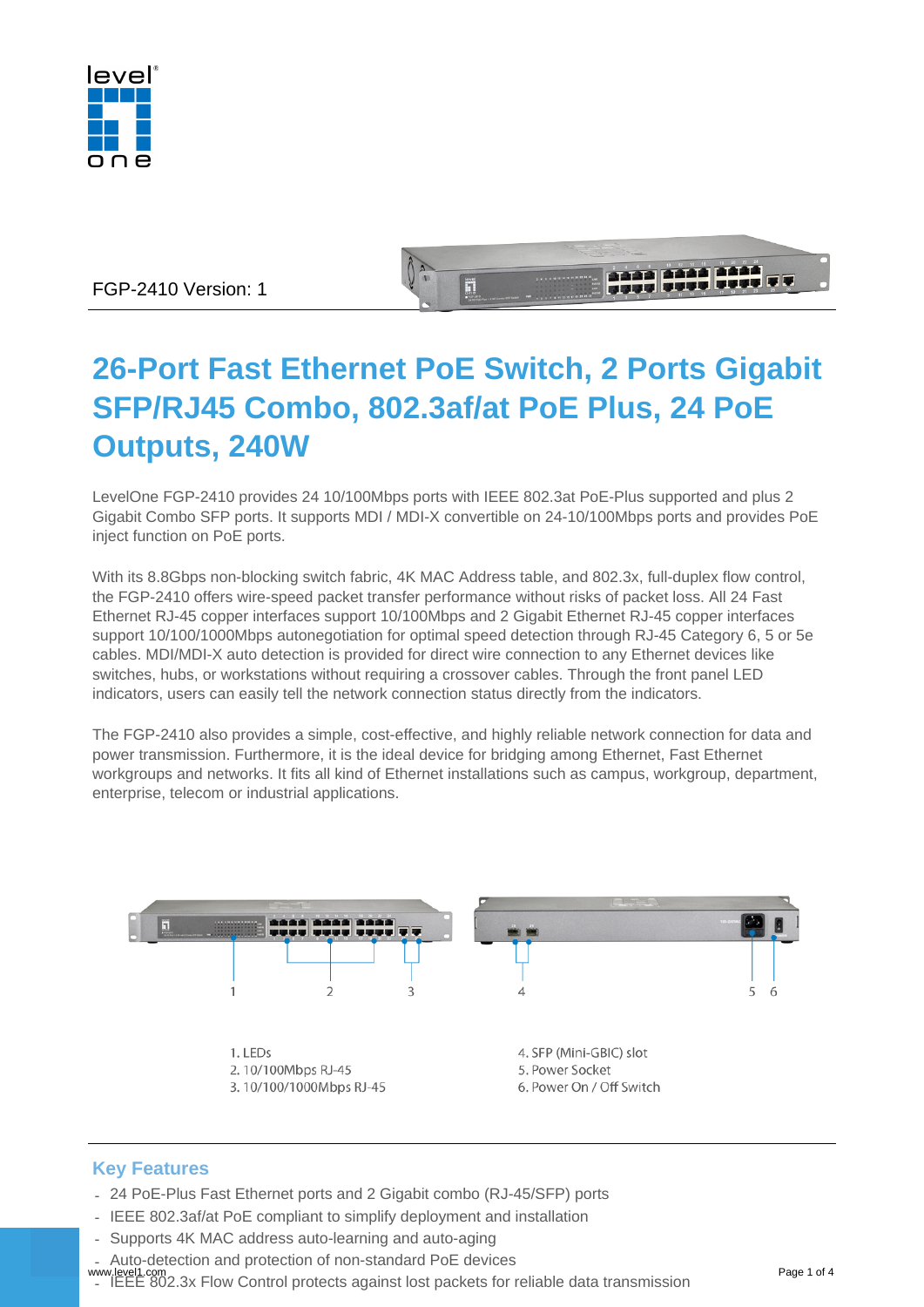FGP-2410 Version: 1

# 26-Port Fast Ethernet PoE Switch, 2 Ports Gigabit SFP/RJ45 Combo, 802.3af/at PoE Plus, 24 PoE Outputs, 240W

LevelOne FGP-2410 provides 24 10/100Mbps ports with IEEE 802.3at PoE-Plus supported and plus 2 Gigabit Combo SFP ports. It supports MDI / MDI-X convertible on 24-10/100Mbps ports and provides PoE inject function on PoE ports.

With its 8.8Gbps non-blocking switch fabric, 4K MAC Address table, and 802.3x, full-duplex flow control, the FGP-2410 offers wire-speed packet transfer performance without risks of packet loss. All 24 Fast Ethernet RJ-45 copper interfaces support 10/100Mbps and 2 Gigabit Ethernet RJ-45 copper interfaces support 10/100/1000Mbps autonegotiation for optimal speed detection through RJ-45 Category 6, 5 or 5e cables. MDI/MDI-X auto detection is provided for direct wire connection to any Ethernet devices like switches, hubs, or workstations without requiring a crossover cables. Through the front panel LED indicators, users can easily tell the network connection status directly from the indicators.

The FGP-2410 also provides a simple, cost-effective, and highly reliable network connection for data and power transmission. Furthermore, it is the ideal device for bridging among Ethernet, Fast Ethernet workgroups and networks. It fits all kind of Ethernet installations such as campus, workgroup, department, enterprise, telecom or industrial applications.

1. LEDs
2. 10/100Mbps RJ-45
3. 10/100/1000Mbps RJ-45
4. SFP (Mini-GBIC) slot
5. Power Socket
6. Power On / Off Switch

## Key Features

- 24 PoE-Plus Fast Ethernet ports and 2 Gigabit combo (RJ-45/SFP) ports
- IEEE 802.3af/at PoE compliant to simplify deployment and installation
- Supports 4K MAC address auto-learning and auto-aging
- Auto-detection and protection of non-standard PoE devices
- IEEE 802.3x Flow Control protects against lost packets for reliable data transmission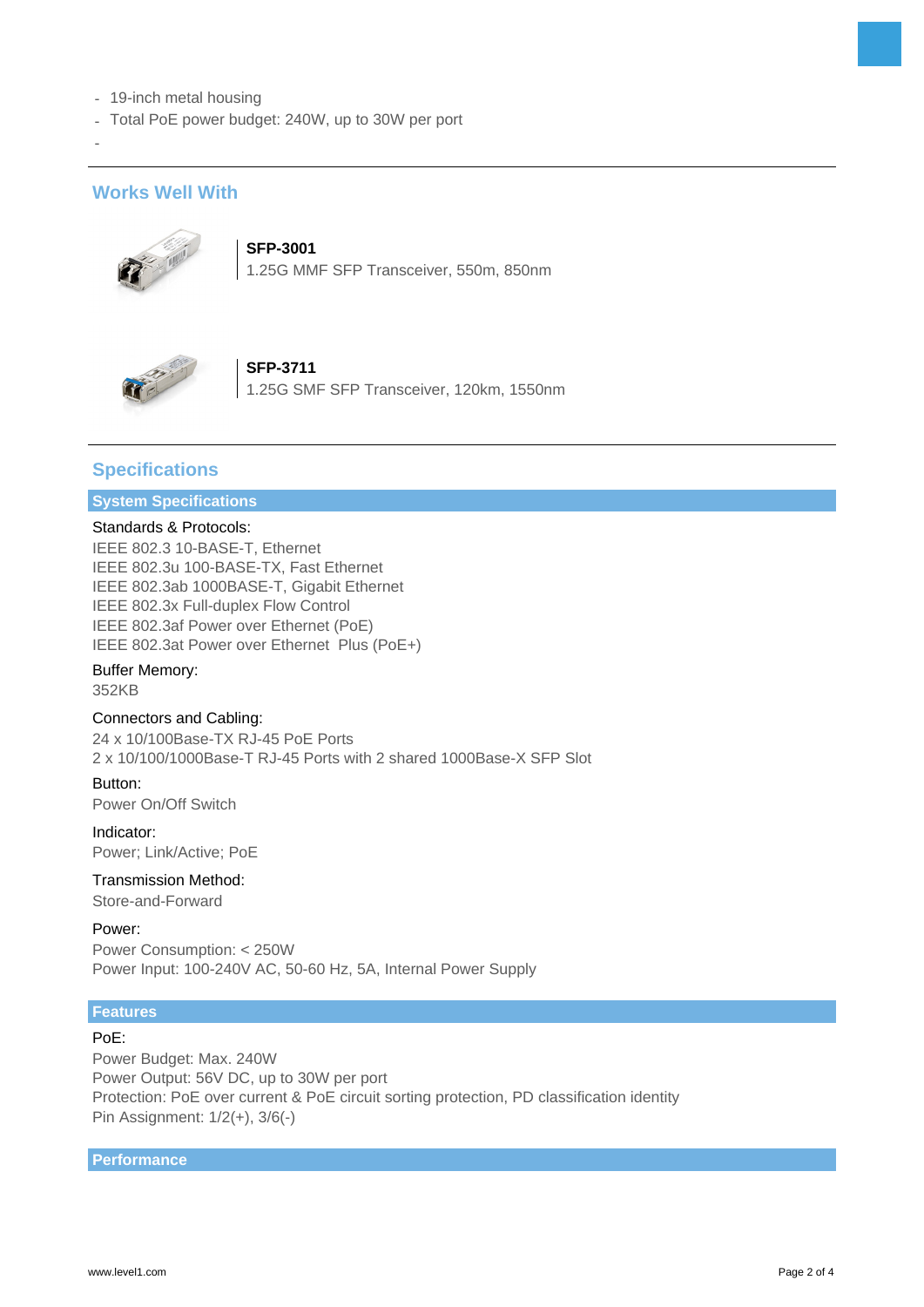- 19-inch metal housing
- Total PoE power budget: 240W, up to 30W per port
-

## Works Well With

**SFP-3001**
1.25G MMF SFP Transceiver, 550m, 850nm

**SFP-3711**
1.25G SMF SFP Transceiver, 120km, 1550nm

## Specifications

### System Specifications

Standards & Protocols:
IEEE 802.3 10-BASE-T, Ethernet
IEEE 802.3u 100-BASE-TX, Fast Ethernet
IEEE 802.3ab 1000BASE-T, Gigabit Ethernet
IEEE 802.3x Full-duplex Flow Control
IEEE 802.3af Power over Ethernet (PoE)
IEEE 802.3at Power over Ethernet  Plus (PoE+)

Buffer Memory:
352KB

Connectors and Cabling:
24 x 10/100Base-TX RJ-45 PoE Ports
2 x 10/100/1000Base-T RJ-45 Ports with 2 shared 1000Base-X SFP Slot

Button:
Power On/Off Switch

Indicator:
Power; Link/Active; PoE

Transmission Method:
Store-and-Forward

Power:
Power Consumption: < 250W
Power Input: 100-240V AC, 50-60 Hz, 5A, Internal Power Supply

### Features

PoE:
Power Budget: Max. 240W
Power Output: 56V DC, up to 30W per port
Protection: PoE over current & PoE circuit sorting protection, PD classification identity
Pin Assignment: 1/2(+), 3/6(-)

### Performance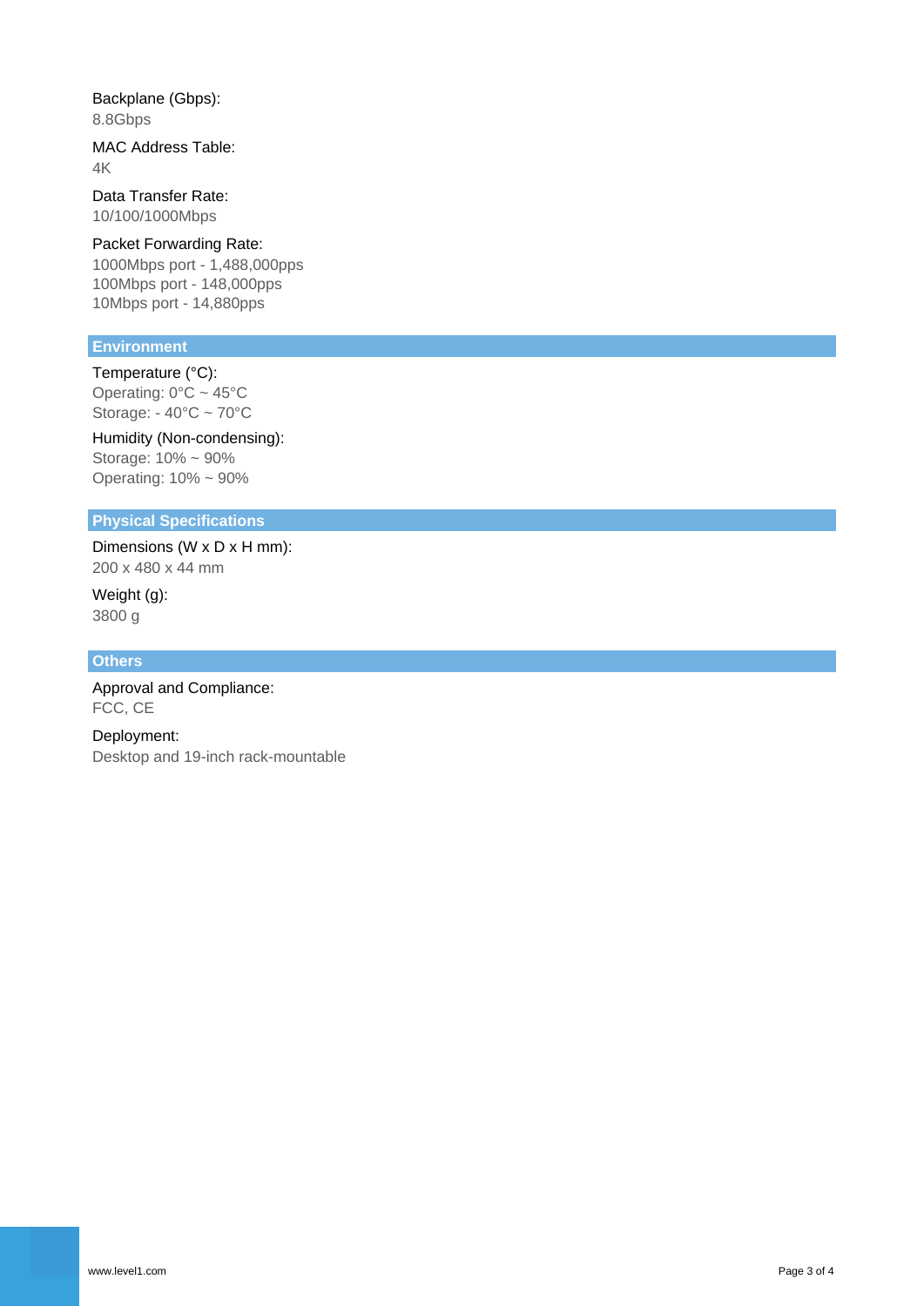Backplane (Gbps):
8.8Gbps

MAC Address Table:
4K

Data Transfer Rate:
10/100/1000Mbps

Packet Forwarding Rate:
1000Mbps port - 1,488,000pps
100Mbps port - 148,000pps
10Mbps port - 14,880pps

## Environment

Temperature (°C):
Operating: 0°C ~ 45°C
Storage: - 40°C ~ 70°C

Humidity (Non-condensing):
Storage: 10% ~ 90%
Operating: 10% ~ 90%

## Physical Specifications

Dimensions (W x D x H mm):
200 x 480 x 44 mm

Weight (g):
3800 g

## Others

Approval and Compliance:
FCC, CE

Deployment:
Desktop and 19-inch rack-mountable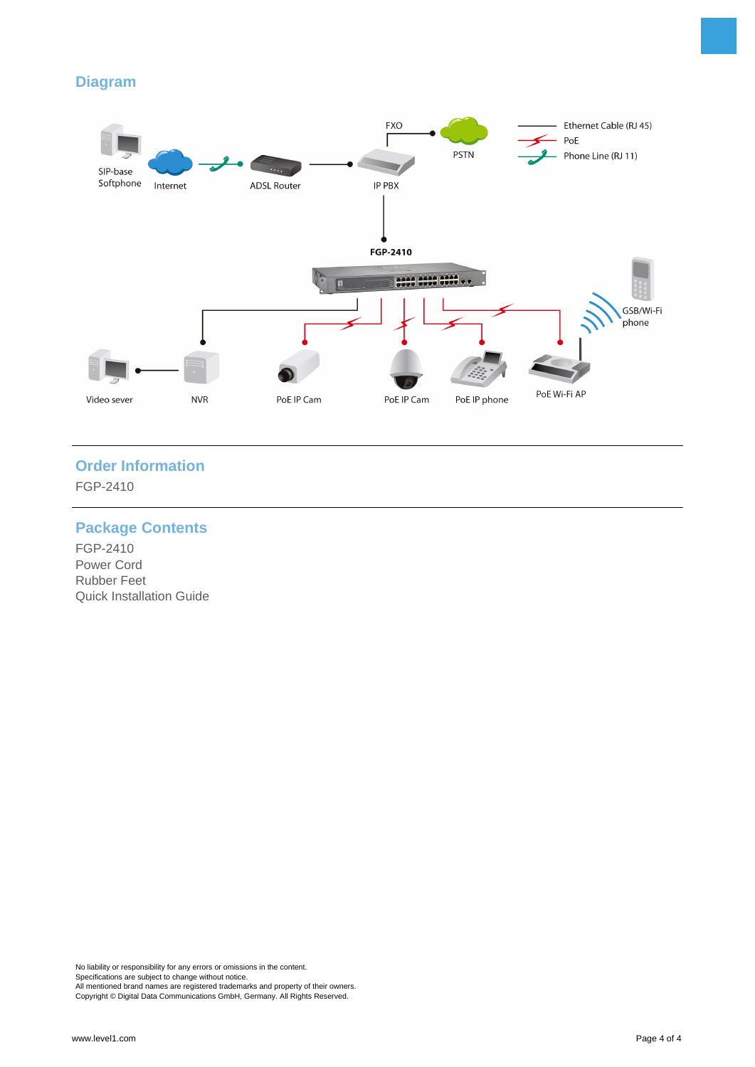## Diagram

SIP-base Softphone
Internet
ADSL Router
IP PBX
FXO
PSTN
Ethernet Cable (RJ 45)
PoE
Phone Line (RJ 11)
FGP-2410
GSB/Wi-Fi phone
Video sever
NVR
PoE IP Cam
PoE IP Cam
PoE IP phone
PoE Wi-Fi AP

## Order Information

FGP-2410

## Package Contents

FGP-2410
Power Cord
Rubber Feet
Quick Installation Guide

No liability or responsibility for any errors or omissions in the content.
Specifications are subject to change without notice.
All mentioned brand names are registered trademarks and property of their owners.
Copyright © Digital Data Communications GmbH, Germany. All Rights Reserved.

www.level1.com